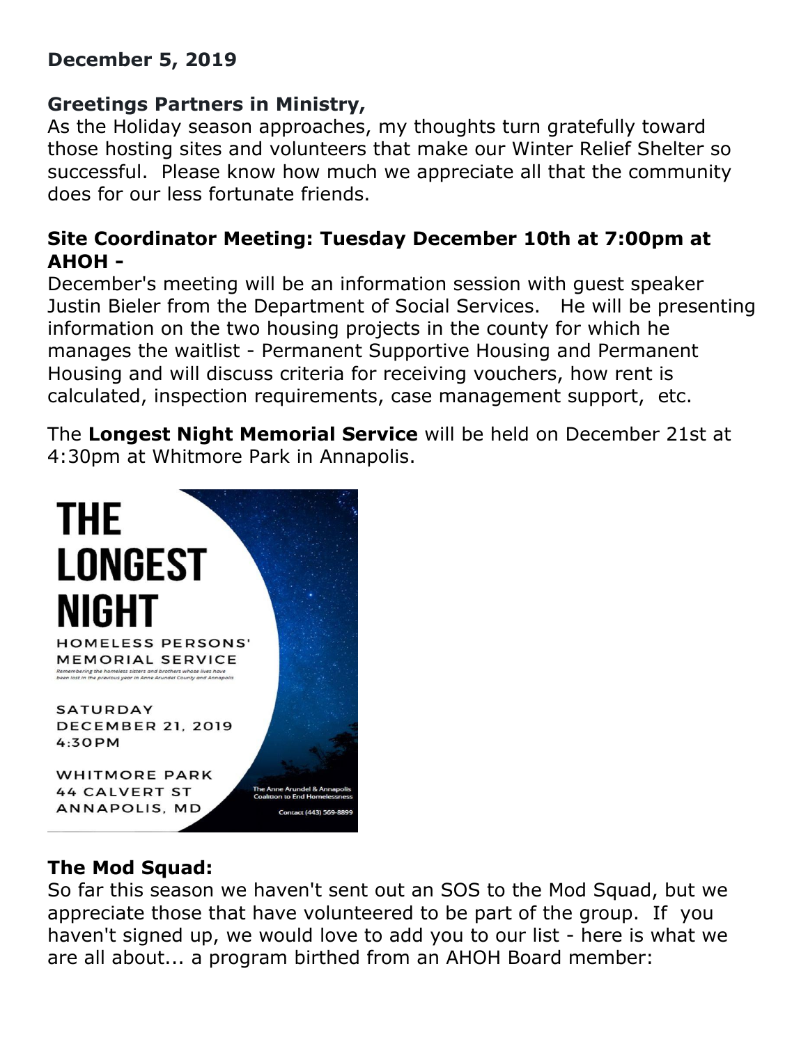**December 5, 2019**

**Greetings Partners in Ministry,**

As the Holiday season approaches, my thoughts turn gratefully toward those hosting sites and volunteers that make our Winter Relief Shelter so successful. Please know how much we appreciate all that the community does for our less fortunate friends.

**Site Coordinator Meeting: Tuesday December 10th at 7:00pm at AHOH -**

December's meeting will be an information session with guest speaker Justin Bieler from the Department of Social Services. He will be presenting information on the two housing projects in the county for which he manages the waitlist - Permanent Supportive Housing and Permanent Housing and will discuss criteria for receiving vouchers, how rent is calculated, inspection requirements, case management support, etc.

The **Longest Night Memorial Service** will be held on December 21st at 4:30pm at Whitmore Park in Annapolis.

**THE LONGEST NIGHT**

HOMELESS PERSONS' MEMORIAL SERVICE

*Remembering the homeless sisters and brothers whose lives have been lost in the previous year in Anne Arundel County and Annapolis*

SATURDAY
DECEMBER 21, 2019
4:30PM

WHITMORE PARK
44 CALVERT ST
ANNAPOLIS, MD

The Anne Arundel & Annapolis Coalition to End Homelessness

Contact (443) 569-8899

**The Mod Squad:**

So far this season we haven't sent out an SOS to the Mod Squad, but we appreciate those that have volunteered to be part of the group. If you haven't signed up, we would love to add you to our list - here is what we are all about... a program birthed from an AHOH Board member: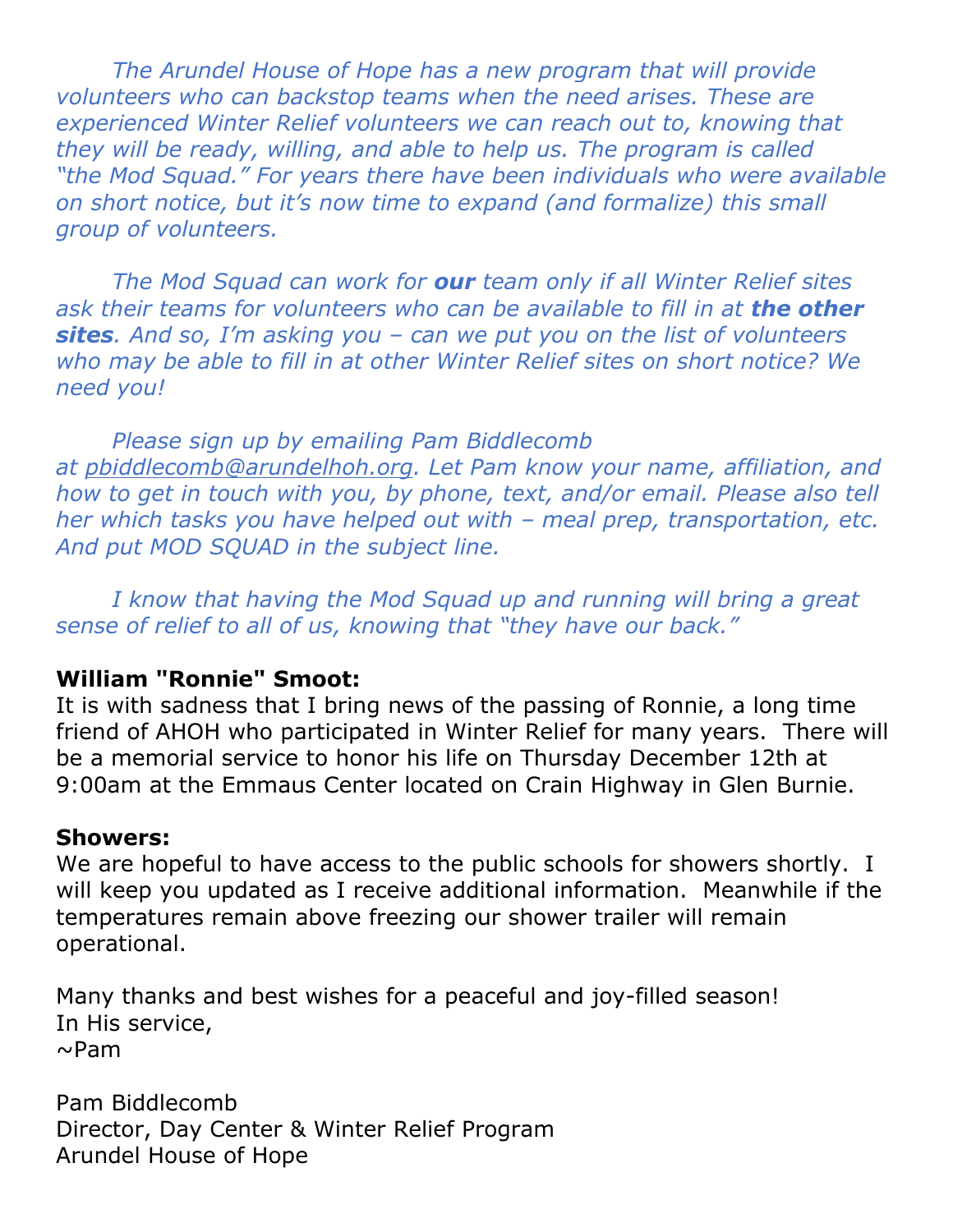*The Arundel House of Hope has a new program that will provide volunteers who can backstop teams when the need arises. These are experienced Winter Relief volunteers we can reach out to, knowing that they will be ready, willing, and able to help us. The program is called "the Mod Squad." For years there have been individuals who were available on short notice, but it's now time to expand (and formalize) this small group of volunteers.*

*The Mod Squad can work for* ***our*** *team only if all Winter Relief sites ask their teams for volunteers who can be available to fill in at* ***the other sites****. And so, I'm asking you – can we put you on the list of volunteers who may be able to fill in at other Winter Relief sites on short notice? We need you!*

*Please sign up by emailing Pam Biddlecomb at pbiddlecomb@arundelhoh.org. Let Pam know your name, affiliation, and how to get in touch with you, by phone, text, and/or email. Please also tell her which tasks you have helped out with – meal prep, transportation, etc. And put MOD SQUAD in the subject line.*

*I know that having the Mod Squad up and running will bring a great sense of relief to all of us, knowing that "they have our back."*

**William "Ronnie" Smoot:**
It is with sadness that I bring news of the passing of Ronnie, a long time friend of AHOH who participated in Winter Relief for many years. There will be a memorial service to honor his life on Thursday December 12th at 9:00am at the Emmaus Center located on Crain Highway in Glen Burnie.

**Showers:**
We are hopeful to have access to the public schools for showers shortly. I will keep you updated as I receive additional information. Meanwhile if the temperatures remain above freezing our shower trailer will remain operational.

Many thanks and best wishes for a peaceful and joy-filled season!
In His service,
~Pam

Pam Biddlecomb
Director, Day Center & Winter Relief Program
Arundel House of Hope